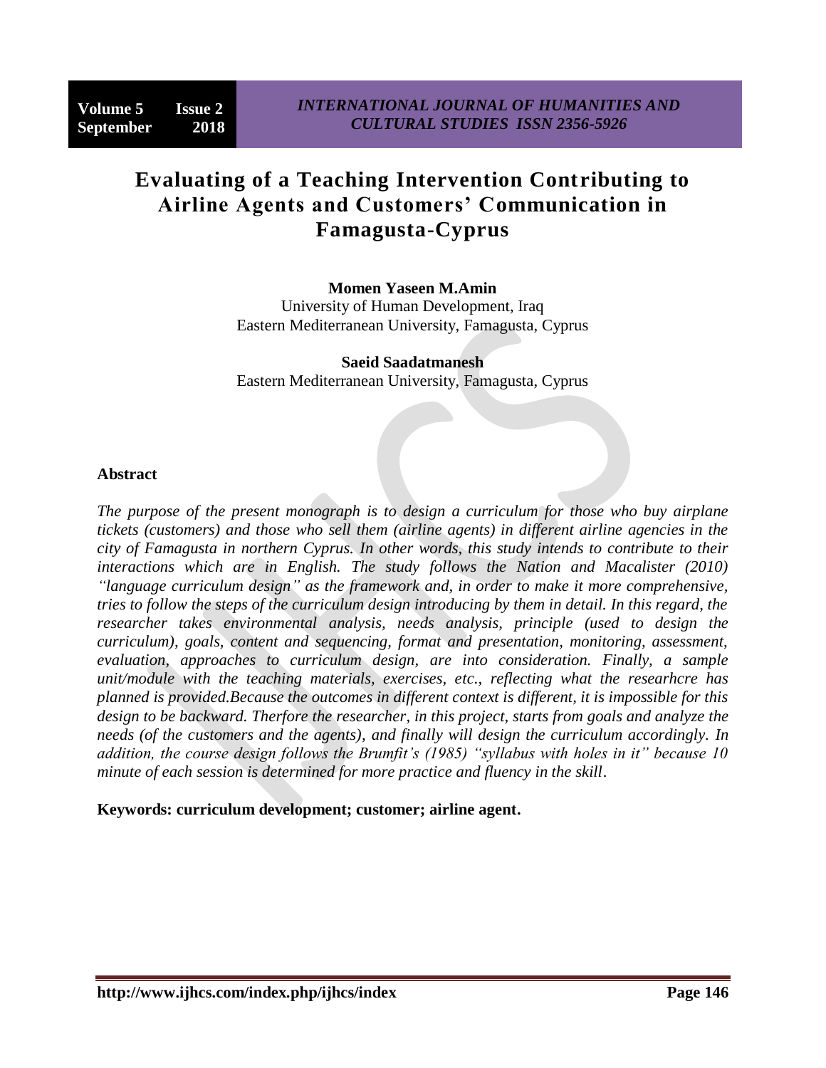# Evaluating of a Teaching Intervention Contributing to Airline Agents and Customers' Communication in Famagusta-Cyprus

**Momen Yaseen M.Amin**
University of Human Development, Iraq
Eastern Mediterranean University, Famagusta, Cyprus

**Saeid Saadatmanesh**
Eastern Mediterranean University, Famagusta, Cyprus

## Abstract

*The purpose of the present monograph is to design a curriculum for those who buy airplane tickets (customers) and those who sell them (airline agents) in different airline agencies in the city of Famagusta in northern Cyprus. In other words, this study intends to contribute to their interactions which are in English. The study follows the Nation and Macalister (2010) "language curriculum design" as the framework and, in order to make it more comprehensive, tries to follow the steps of the curriculum design introducing by them in detail. In this regard, the researcher takes environmental analysis, needs analysis, principle (used to design the curriculum), goals, content and sequencing, format and presentation, monitoring, assessment, evaluation, approaches to curriculum design, are into consideration. Finally, a sample unit/module with the teaching materials, exercises, etc., reflecting what the researhcre has planned is provided.Because the outcomes in different context is different, it is impossible for this design to be backward. Therfore the researcher, in this project, starts from goals and analyze the needs (of the customers and the agents), and finally will design the curriculum accordingly. In addition, the course design follows the Brumfit's (1985) "syllabus with holes in it" because 10 minute of each session is determined for more practice and fluency in the skill.*

**Keywords: curriculum development; customer; airline agent.**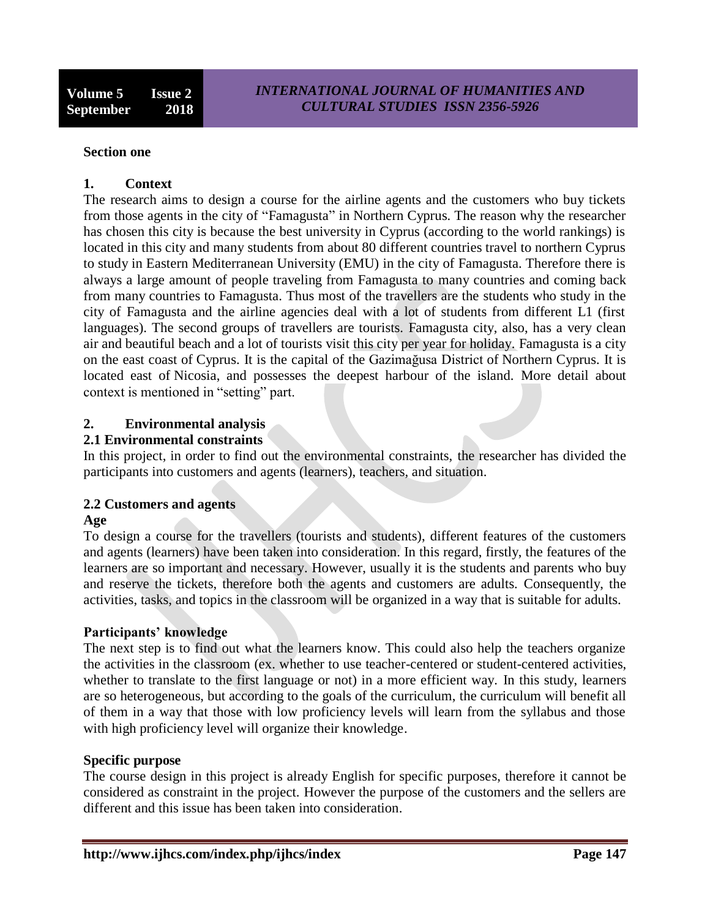**Section one**

## 1. Context

The research aims to design a course for the airline agents and the customers who buy tickets from those agents in the city of "Famagusta" in Northern Cyprus. The reason why the researcher has chosen this city is because the best university in Cyprus (according to the world rankings) is located in this city and many students from about 80 different countries travel to northern Cyprus to study in Eastern Mediterranean University (EMU) in the city of Famagusta. Therefore there is always a large amount of people traveling from Famagusta to many countries and coming back from many countries to Famagusta. Thus most of the travellers are the students who study in the city of Famagusta and the airline agencies deal with a lot of students from different L1 (first languages). The second groups of travellers are tourists. Famagusta city, also, has a very clean air and beautiful beach and a lot of tourists visit this city per year for holiday. Famagusta is a city on the east coast of Cyprus. It is the capital of the Gazimağusa District of Northern Cyprus. It is located east of Nicosia, and possesses the deepest harbour of the island. More detail about context is mentioned in "setting" part.

## 2. Environmental analysis

### 2.1 Environmental constraints

In this project, in order to find out the environmental constraints, the researcher has divided the participants into customers and agents (learners), teachers, and situation.

### 2.2 Customers and agents

**Age**

To design a course for the travellers (tourists and students), different features of the customers and agents (learners) have been taken into consideration. In this regard, firstly, the features of the learners are so important and necessary. However, usually it is the students and parents who buy and reserve the tickets, therefore both the agents and customers are adults. Consequently, the activities, tasks, and topics in the classroom will be organized in a way that is suitable for adults.

**Participants' knowledge**

The next step is to find out what the learners know. This could also help the teachers organize the activities in the classroom (ex. whether to use teacher-centered or student-centered activities, whether to translate to the first language or not) in a more efficient way. In this study, learners are so heterogeneous, but according to the goals of the curriculum, the curriculum will benefit all of them in a way that those with low proficiency levels will learn from the syllabus and those with high proficiency level will organize their knowledge.

**Specific purpose**

The course design in this project is already English for specific purposes, therefore it cannot be considered as constraint in the project. However the purpose of the customers and the sellers are different and this issue has been taken into consideration.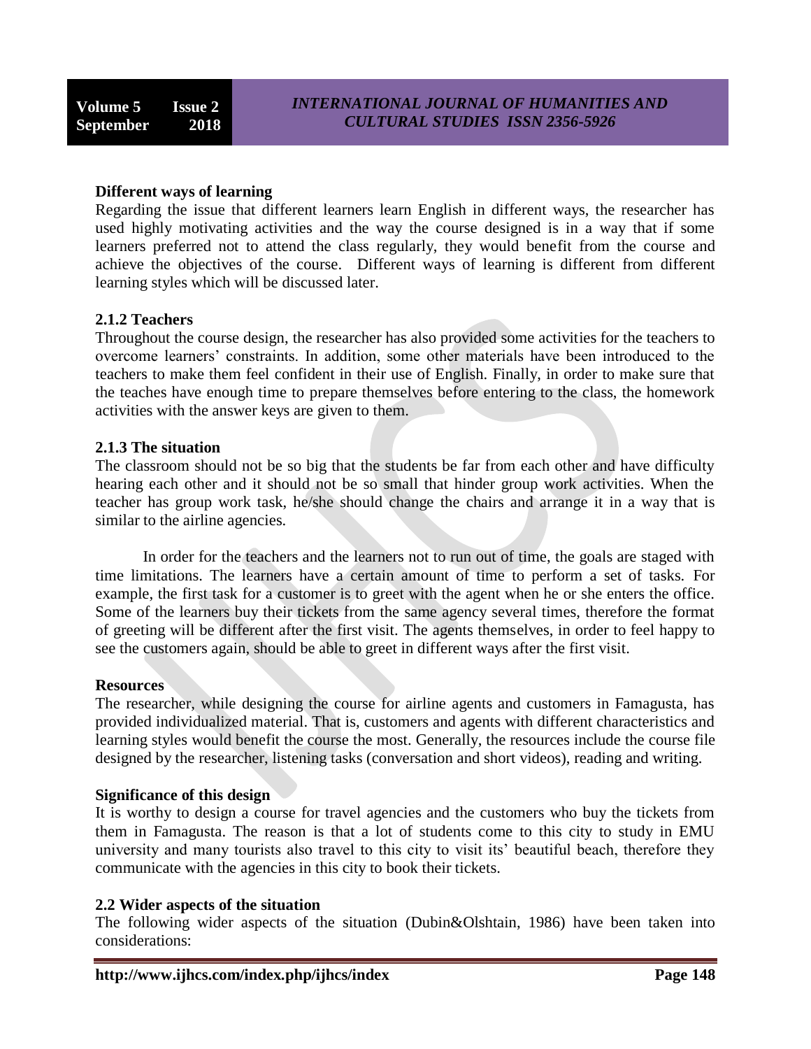**Different ways of learning**

Regarding the issue that different learners learn English in different ways, the researcher has used highly motivating activities and the way the course designed is in a way that if some learners preferred not to attend the class regularly, they would benefit from the course and achieve the objectives of the course. Different ways of learning is different from different learning styles which will be discussed later.

### 2.1.2 Teachers

Throughout the course design, the researcher has also provided some activities for the teachers to overcome learners' constraints. In addition, some other materials have been introduced to the teachers to make them feel confident in their use of English. Finally, in order to make sure that the teaches have enough time to prepare themselves before entering to the class, the homework activities with the answer keys are given to them.

### 2.1.3 The situation

The classroom should not be so big that the students be far from each other and have difficulty hearing each other and it should not be so small that hinder group work activities. When the teacher has group work task, he/she should change the chairs and arrange it in a way that is similar to the airline agencies.

In order for the teachers and the learners not to run out of time, the goals are staged with time limitations. The learners have a certain amount of time to perform a set of tasks. For example, the first task for a customer is to greet with the agent when he or she enters the office. Some of the learners buy their tickets from the same agency several times, therefore the format of greeting will be different after the first visit. The agents themselves, in order to feel happy to see the customers again, should be able to greet in different ways after the first visit.

**Resources**

The researcher, while designing the course for airline agents and customers in Famagusta, has provided individualized material. That is, customers and agents with different characteristics and learning styles would benefit the course the most. Generally, the resources include the course file designed by the researcher, listening tasks (conversation and short videos), reading and writing.

**Significance of this design**

It is worthy to design a course for travel agencies and the customers who buy the tickets from them in Famagusta. The reason is that a lot of students come to this city to study in EMU university and many tourists also travel to this city to visit its' beautiful beach, therefore they communicate with the agencies in this city to book their tickets.

## 2.2 Wider aspects of the situation

The following wider aspects of the situation (Dubin&Olshtain, 1986) have been taken into considerations: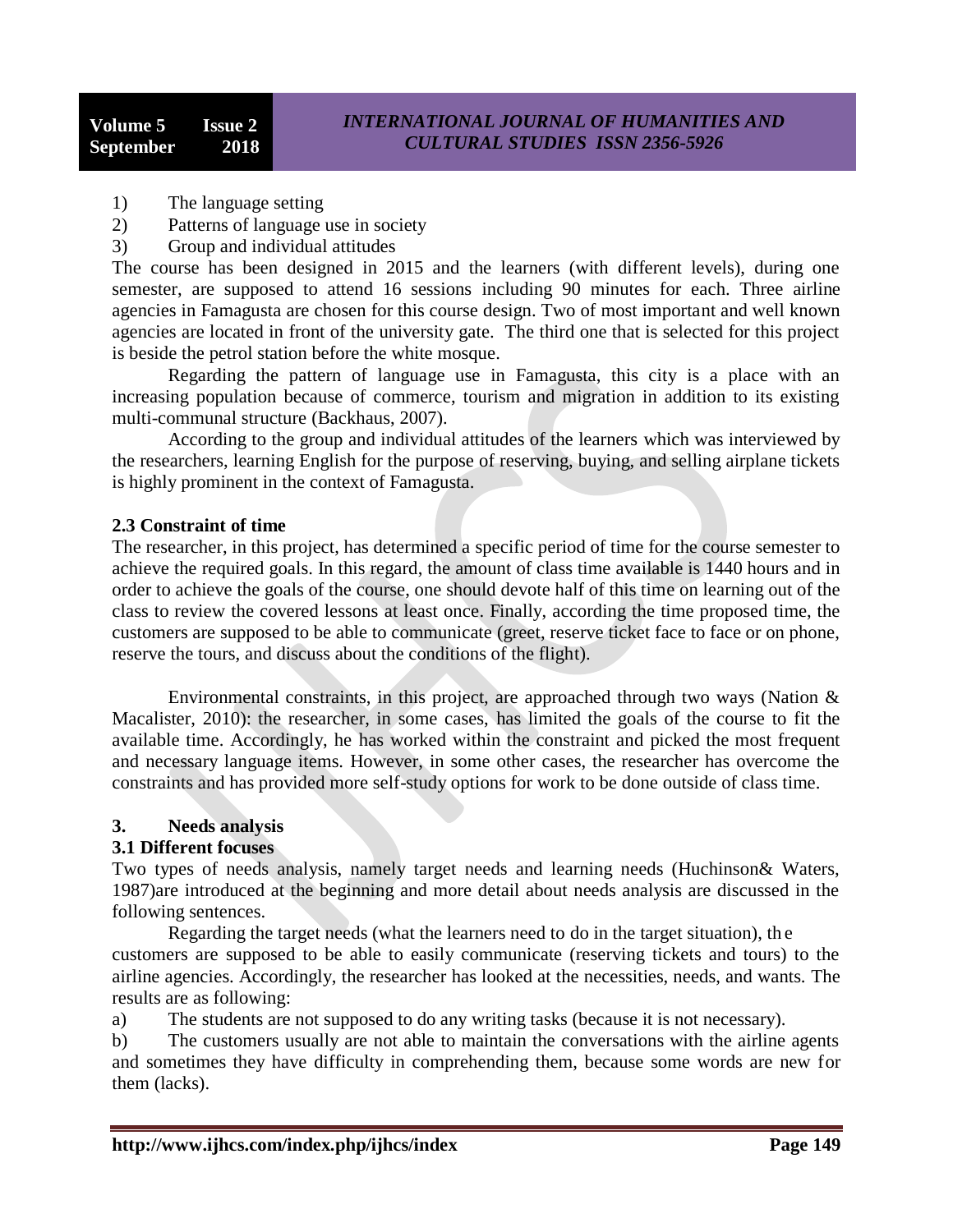1) The language setting
2) Patterns of language use in society
3) Group and individual attitudes

The course has been designed in 2015 and the learners (with different levels), during one semester, are supposed to attend 16 sessions including 90 minutes for each. Three airline agencies in Famagusta are chosen for this course design. Two of most important and well known agencies are located in front of the university gate. The third one that is selected for this project is beside the petrol station before the white mosque.

Regarding the pattern of language use in Famagusta, this city is a place with an increasing population because of commerce, tourism and migration in addition to its existing multi-communal structure (Backhaus, 2007).

According to the group and individual attitudes of the learners which was interviewed by the researchers, learning English for the purpose of reserving, buying, and selling airplane tickets is highly prominent in the context of Famagusta.

### 2.3 Constraint of time

The researcher, in this project, has determined a specific period of time for the course semester to achieve the required goals. In this regard, the amount of class time available is 1440 hours and in order to achieve the goals of the course, one should devote half of this time on learning out of the class to review the covered lessons at least once. Finally, according the time proposed time, the customers are supposed to be able to communicate (greet, reserve ticket face to face or on phone, reserve the tours, and discuss about the conditions of the flight).

Environmental constraints, in this project, are approached through two ways (Nation & Macalister, 2010): the researcher, in some cases, has limited the goals of the course to fit the available time. Accordingly, he has worked within the constraint and picked the most frequent and necessary language items. However, in some other cases, the researcher has overcome the constraints and has provided more self-study options for work to be done outside of class time.

## 3. Needs analysis

### 3.1 Different focuses

Two types of needs analysis, namely target needs and learning needs (Huchinson& Waters, 1987)are introduced at the beginning and more detail about needs analysis are discussed in the following sentences.

Regarding the target needs (what the learners need to do in the target situation), the customers are supposed to be able to easily communicate (reserving tickets and tours) to the airline agencies. Accordingly, the researcher has looked at the necessities, needs, and wants. The results are as following:

a) The students are not supposed to do any writing tasks (because it is not necessary).

b) The customers usually are not able to maintain the conversations with the airline agents and sometimes they have difficulty in comprehending them, because some words are new for them (lacks).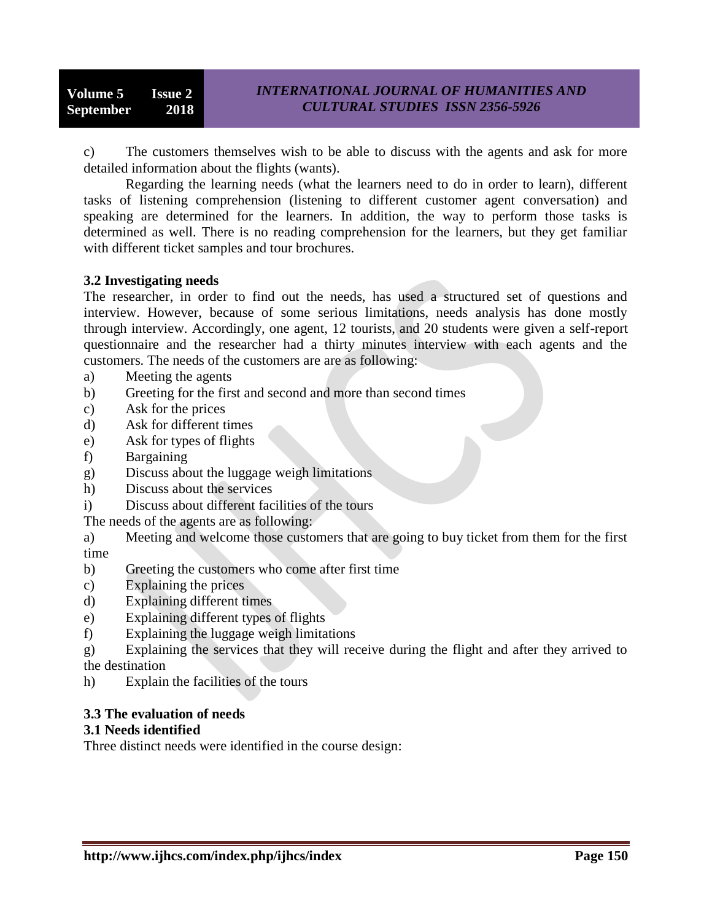c) The customers themselves wish to be able to discuss with the agents and ask for more detailed information about the flights (wants).

Regarding the learning needs (what the learners need to do in order to learn), different tasks of listening comprehension (listening to different customer agent conversation) and speaking are determined for the learners. In addition, the way to perform those tasks is determined as well. There is no reading comprehension for the learners, but they get familiar with different ticket samples and tour brochures.

### 3.2 Investigating needs

The researcher, in order to find out the needs, has used a structured set of questions and interview. However, because of some serious limitations, needs analysis has done mostly through interview. Accordingly, one agent, 12 tourists, and 20 students were given a self-report questionnaire and the researcher had a thirty minutes interview with each agents and the customers. The needs of the customers are are as following:

a) Meeting the agents
b) Greeting for the first and second and more than second times
c) Ask for the prices
d) Ask for different times
e) Ask for types of flights
f) Bargaining
g) Discuss about the luggage weigh limitations
h) Discuss about the services
i) Discuss about different facilities of the tours

The needs of the agents are as following:

a) Meeting and welcome those customers that are going to buy ticket from them for the first time
b) Greeting the customers who come after first time
c) Explaining the prices
d) Explaining different times
e) Explaining different types of flights
f) Explaining the luggage weigh limitations
g) Explaining the services that they will receive during the flight and after they arrived to the destination
h) Explain the facilities of the tours

### 3.3 The evaluation of needs

### 3.1 Needs identified

Three distinct needs were identified in the course design: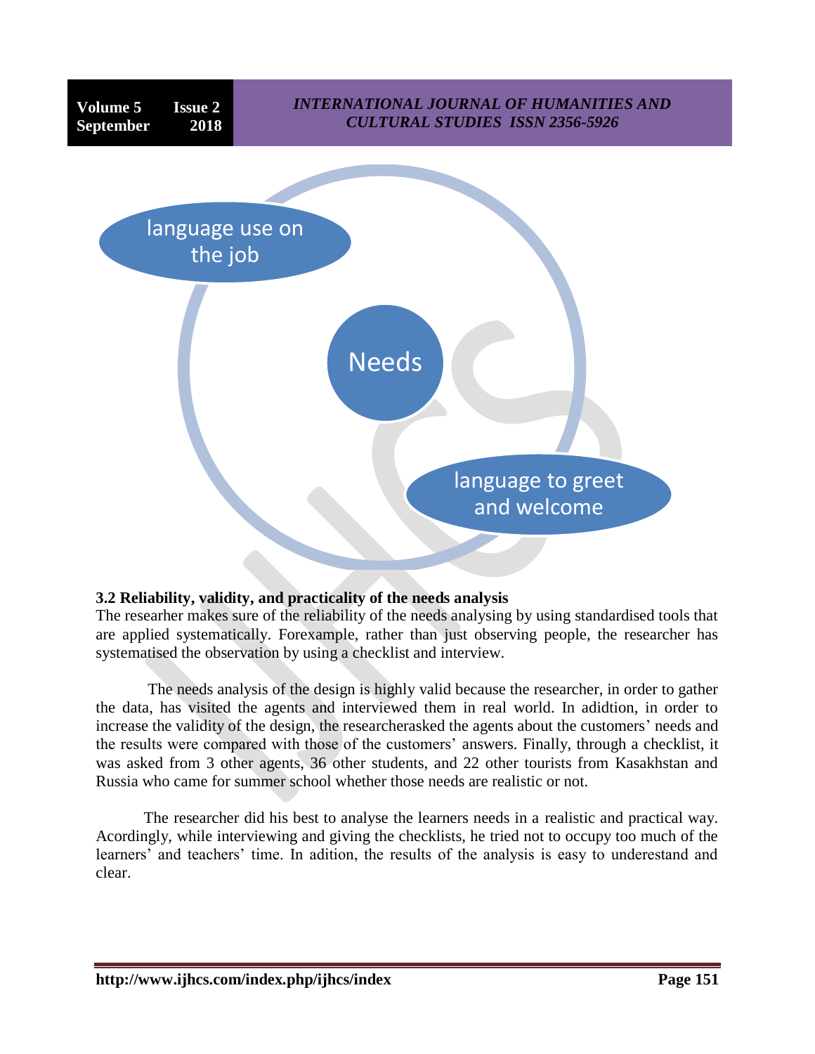language use on the job

Needs

language to greet and welcome

### 3.2 Reliability, validity, and practicality of the needs analysis

The researher makes sure of the reliability of the needs analysing by using standardised tools that are applied systematically. Forexample, rather than just observing people, the researcher has systematised the observation by using a checklist and interview.

The needs analysis of the design is highly valid because the researcher, in order to gather the data, has visited the agents and interviewed them in real world. In adidtion, in order to increase the validity of the design, the researcherasked the agents about the customers' needs and the results were compared with those of the customers' answers. Finally, through a checklist, it was asked from 3 other agents, 36 other students, and 22 other tourists from Kasakhstan and Russia who came for summer school whether those needs are realistic or not.

The researcher did his best to analyse the learners needs in a realistic and practical way. Acordingly, while interviewing and giving the checklists, he tried not to occupy too much of the learners' and teachers' time. In adition, the results of the analysis is easy to underestand and clear.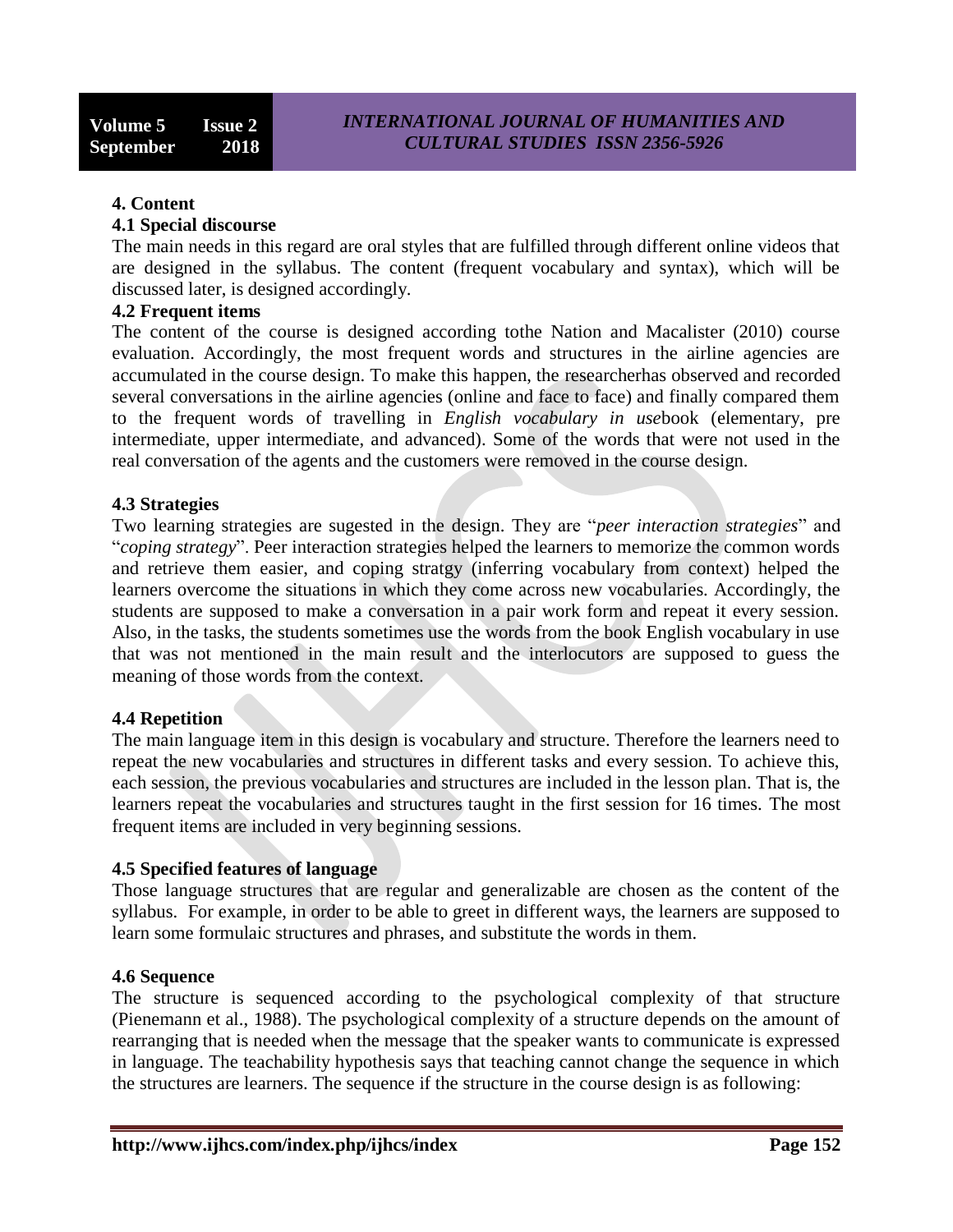## 4. Content

### 4.1 Special discourse

The main needs in this regard are oral styles that are fulfilled through different online videos that are designed in the syllabus. The content (frequent vocabulary and syntax), which will be discussed later, is designed accordingly.

### 4.2 Frequent items

The content of the course is designed according tothe Nation and Macalister (2010) course evaluation. Accordingly, the most frequent words and structures in the airline agencies are accumulated in the course design. To make this happen, the researcherhas observed and recorded several conversations in the airline agencies (online and face to face) and finally compared them to the frequent words of travelling in *English vocabulary in use*book (elementary, pre intermediate, upper intermediate, and advanced). Some of the words that were not used in the real conversation of the agents and the customers were removed in the course design.

### 4.3 Strategies

Two learning strategies are sugested in the design. They are "*peer interaction strategies*" and "*coping strategy*". Peer interaction strategies helped the learners to memorize the common words and retrieve them easier, and coping stratgy (inferring vocabulary from context) helped the learners overcome the situations in which they come across new vocabularies. Accordingly, the students are supposed to make a conversation in a pair work form and repeat it every session. Also, in the tasks, the students sometimes use the words from the book English vocabulary in use that was not mentioned in the main result and the interlocutors are supposed to guess the meaning of those words from the context.

### 4.4 Repetition

The main language item in this design is vocabulary and structure. Therefore the learners need to repeat the new vocabularies and structures in different tasks and every session. To achieve this, each session, the previous vocabularies and structures are included in the lesson plan. That is, the learners repeat the vocabularies and structures taught in the first session for 16 times. The most frequent items are included in very beginning sessions.

### 4.5 Specified features of language

Those language structures that are regular and generalizable are chosen as the content of the syllabus. For example, in order to be able to greet in different ways, the learners are supposed to learn some formulaic structures and phrases, and substitute the words in them.

### 4.6 Sequence

The structure is sequenced according to the psychological complexity of that structure (Pienemann et al., 1988). The psychological complexity of a structure depends on the amount of rearranging that is needed when the message that the speaker wants to communicate is expressed in language. The teachability hypothesis says that teaching cannot change the sequence in which the structures are learners. The sequence if the structure in the course design is as following: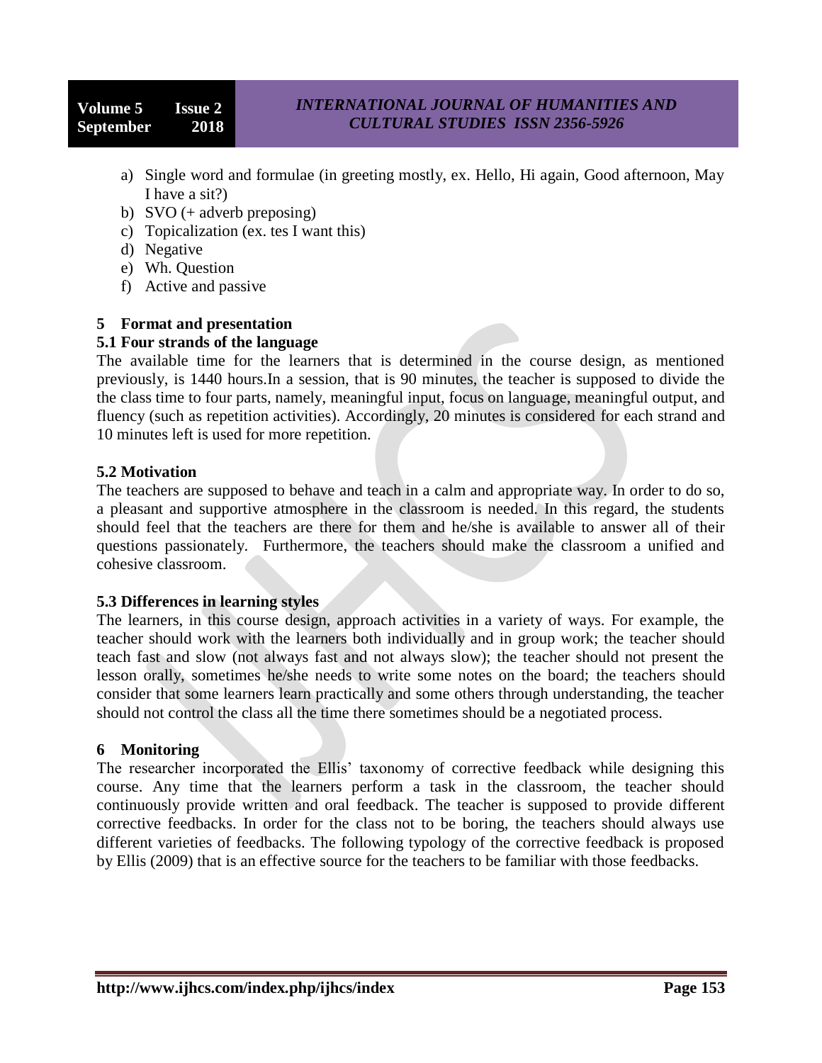a) Single word and formulae (in greeting mostly, ex. Hello, Hi again, Good afternoon, May I have a sit?)
b) SVO (+ adverb preposing)
c) Topicalization (ex. tes I want this)
d) Negative
e) Wh. Question
f) Active and passive

## 5 Format and presentation

### 5.1 Four strands of the language

The available time for the learners that is determined in the course design, as mentioned previously, is 1440 hours.In a session, that is 90 minutes, the teacher is supposed to divide the the class time to four parts, namely, meaningful input, focus on language, meaningful output, and fluency (such as repetition activities). Accordingly, 20 minutes is considered for each strand and 10 minutes left is used for more repetition.

### 5.2 Motivation

The teachers are supposed to behave and teach in a calm and appropriate way. In order to do so, a pleasant and supportive atmosphere in the classroom is needed. In this regard, the students should feel that the teachers are there for them and he/she is available to answer all of their questions passionately. Furthermore, the teachers should make the classroom a unified and cohesive classroom.

### 5.3 Differences in learning styles

The learners, in this course design, approach activities in a variety of ways. For example, the teacher should work with the learners both individually and in group work; the teacher should teach fast and slow (not always fast and not always slow); the teacher should not present the lesson orally, sometimes he/she needs to write some notes on the board; the teachers should consider that some learners learn practically and some others through understanding, the teacher should not control the class all the time there sometimes should be a negotiated process.

## 6 Monitoring

The researcher incorporated the Ellis' taxonomy of corrective feedback while designing this course. Any time that the learners perform a task in the classroom, the teacher should continuously provide written and oral feedback. The teacher is supposed to provide different corrective feedbacks. In order for the class not to be boring, the teachers should always use different varieties of feedbacks. The following typology of the corrective feedback is proposed by Ellis (2009) that is an effective source for the teachers to be familiar with those feedbacks.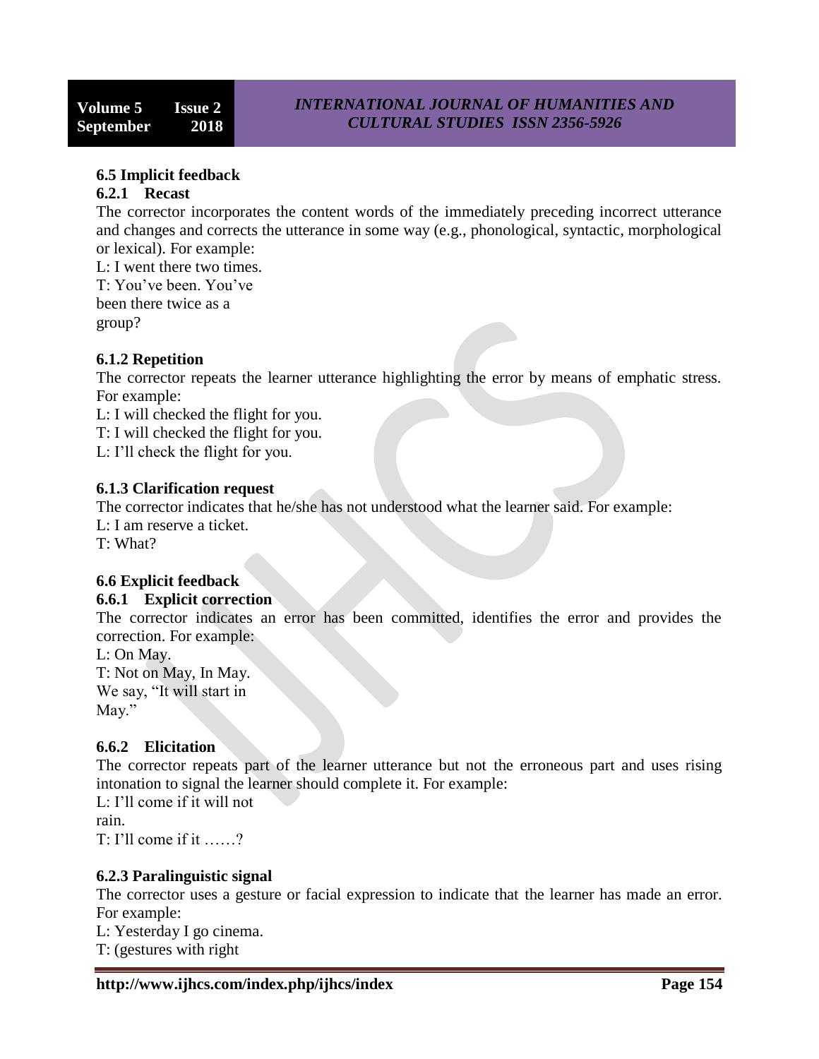### 6.5 Implicit feedback

#### 6.2.1 Recast

The corrector incorporates the content words of the immediately preceding incorrect utterance and changes and corrects the utterance in some way (e.g., phonological, syntactic, morphological or lexical). For example:

L: I went there two times.
T: You've been. You've been there twice as a group?

#### 6.1.2 Repetition

The corrector repeats the learner utterance highlighting the error by means of emphatic stress. For example:

L: I will checked the flight for you.
T: I will checked the flight for you.
L: I'll check the flight for you.

#### 6.1.3 Clarification request

The corrector indicates that he/she has not understood what the learner said. For example:

L: I am reserve a ticket.
T: What?

### 6.6 Explicit feedback

#### 6.6.1 Explicit correction

The corrector indicates an error has been committed, identifies the error and provides the correction. For example:

L: On May.
T: Not on May, In May. We say, "It will start in May."

#### 6.6.2 Elicitation

The corrector repeats part of the learner utterance but not the erroneous part and uses rising intonation to signal the learner should complete it. For example:

L: I'll come if it will not rain.
T: I'll come if it ……?

#### 6.2.3 Paralinguistic signal

The corrector uses a gesture or facial expression to indicate that the learner has made an error. For example:

L: Yesterday I go cinema.
T: (gestures with right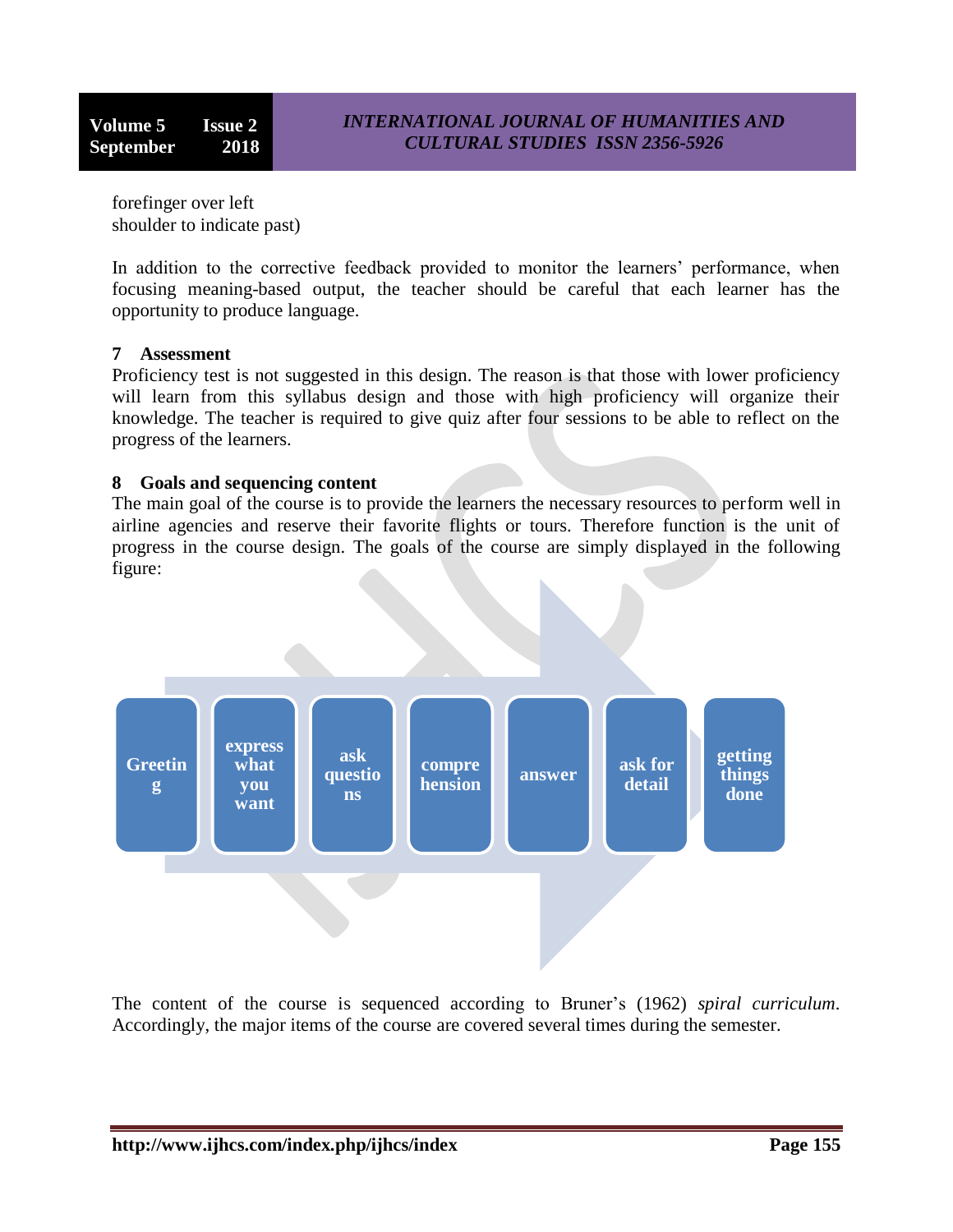forefinger over left
shoulder to indicate past)

In addition to the corrective feedback provided to monitor the learners' performance, when focusing meaning-based output, the teacher should be careful that each learner has the opportunity to produce language.

## 7 Assessment

Proficiency test is not suggested in this design. The reason is that those with lower proficiency will learn from this syllabus design and those with high proficiency will organize their knowledge. The teacher is required to give quiz after four sessions to be able to reflect on the progress of the learners.

## 8 Goals and sequencing content

The main goal of the course is to provide the learners the necessary resources to perform well in airline agencies and reserve their favorite flights or tours. Therefore function is the unit of progress in the course design. The goals of the course are simply displayed in the following figure:

Greeting → express what you want → ask questions → comprehension → answer → ask for detail → getting things done

The content of the course is sequenced according to Bruner's (1962) *spiral curriculum*. Accordingly, the major items of the course are covered several times during the semester.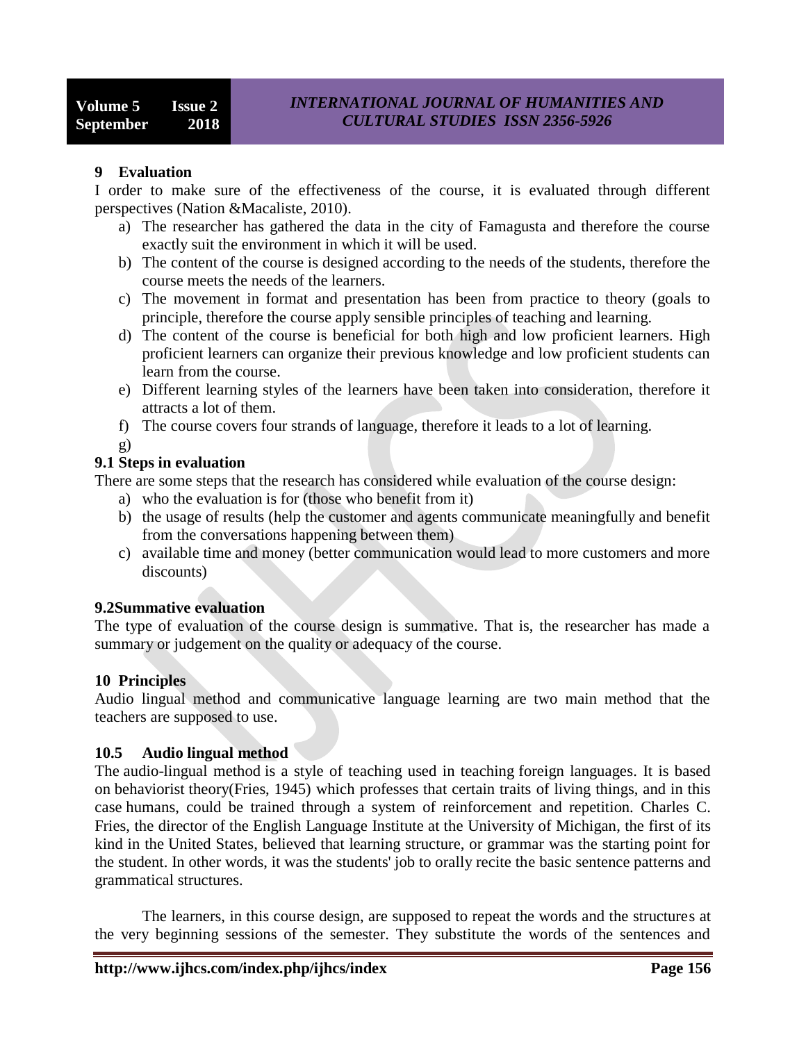## 9 Evaluation

I order to make sure of the effectiveness of the course, it is evaluated through different perspectives (Nation &Macaliste, 2010).

a) The researcher has gathered the data in the city of Famagusta and therefore the course exactly suit the environment in which it will be used.
b) The content of the course is designed according to the needs of the students, therefore the course meets the needs of the learners.
c) The movement in format and presentation has been from practice to theory (goals to principle, therefore the course apply sensible principles of teaching and learning.
d) The content of the course is beneficial for both high and low proficient learners. High proficient learners can organize their previous knowledge and low proficient students can learn from the course.
e) Different learning styles of the learners have been taken into consideration, therefore it attracts a lot of them.
f) The course covers four strands of language, therefore it leads to a lot of learning.
g)

### 9.1 Steps in evaluation

There are some steps that the research has considered while evaluation of the course design:

a) who the evaluation is for (those who benefit from it)
b) the usage of results (help the customer and agents communicate meaningfully and benefit from the conversations happening between them)
c) available time and money (better communication would lead to more customers and more discounts)

### 9.2Summative evaluation

The type of evaluation of the course design is summative. That is, the researcher has made a summary or judgement on the quality or adequacy of the course.

## 10 Principles

Audio lingual method and communicative language learning are two main method that the teachers are supposed to use.

### 10.5 Audio lingual method

The audio-lingual method is a style of teaching used in teaching foreign languages. It is based on behaviorist theory(Fries, 1945) which professes that certain traits of living things, and in this case humans, could be trained through a system of reinforcement and repetition. Charles C. Fries, the director of the English Language Institute at the University of Michigan, the first of its kind in the United States, believed that learning structure, or grammar was the starting point for the student. In other words, it was the students' job to orally recite the basic sentence patterns and grammatical structures.

The learners, in this course design, are supposed to repeat the words and the structures at the very beginning sessions of the semester. They substitute the words of the sentences and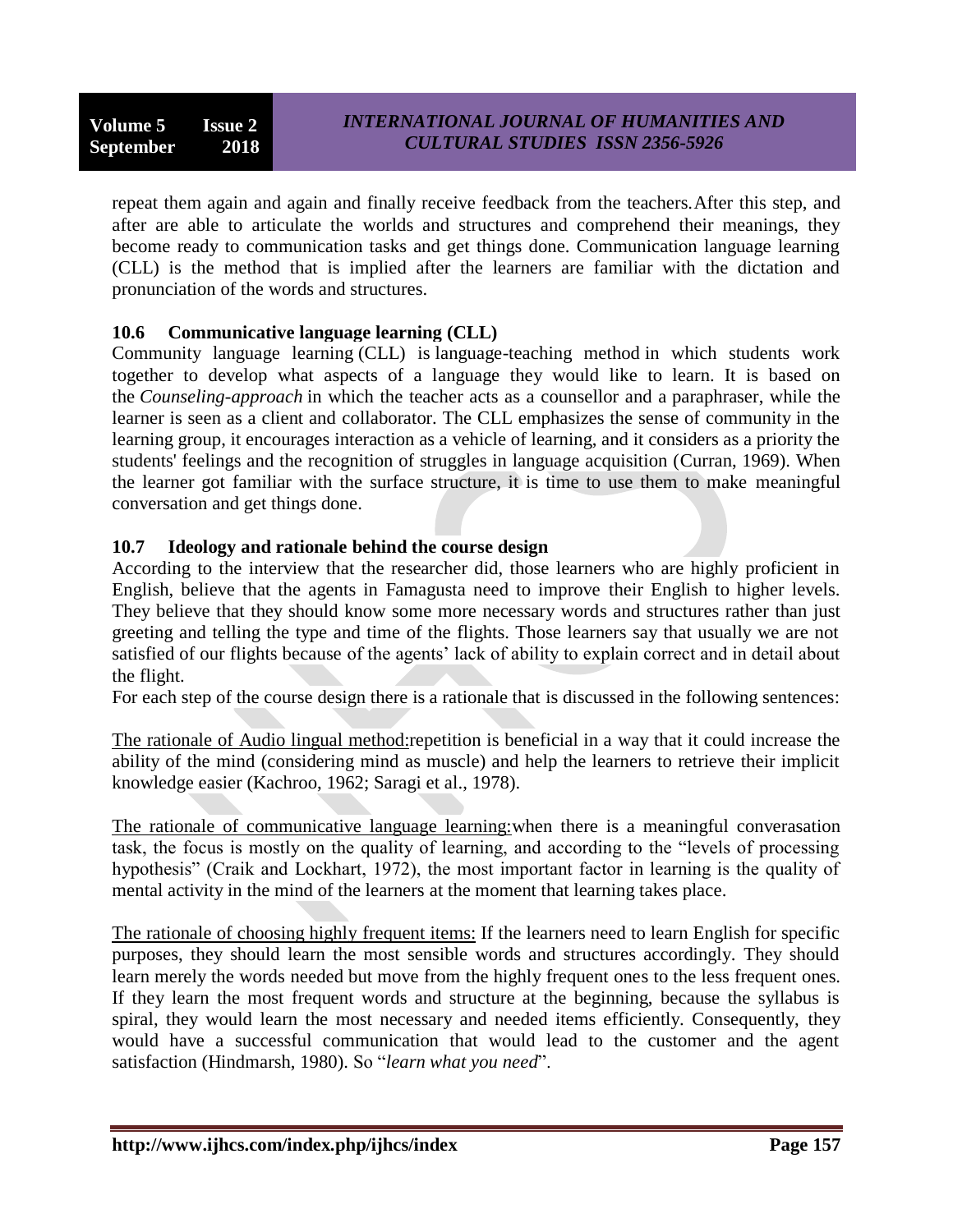repeat them again and again and finally receive feedback from the teachers.After this step, and after are able to articulate the worlds and structures and comprehend their meanings, they become ready to communication tasks and get things done. Communication language learning (CLL) is the method that is implied after the learners are familiar with the dictation and pronunciation of the words and structures.

### 10.6 Communicative language learning (CLL)

Community language learning (CLL) is language-teaching method in which students work together to develop what aspects of a language they would like to learn. It is based on the *Counseling-approach* in which the teacher acts as a counsellor and a paraphraser, while the learner is seen as a client and collaborator. The CLL emphasizes the sense of community in the learning group, it encourages interaction as a vehicle of learning, and it considers as a priority the students' feelings and the recognition of struggles in language acquisition (Curran, 1969). When the learner got familiar with the surface structure, it is time to use them to make meaningful conversation and get things done.

### 10.7 Ideology and rationale behind the course design

According to the interview that the researcher did, those learners who are highly proficient in English, believe that the agents in Famagusta need to improve their English to higher levels. They believe that they should know some more necessary words and structures rather than just greeting and telling the type and time of the flights. Those learners say that usually we are not satisfied of our flights because of the agents' lack of ability to explain correct and in detail about the flight.

For each step of the course design there is a rationale that is discussed in the following sentences:

<u>The rationale of Audio lingual method:</u>repetition is beneficial in a way that it could increase the ability of the mind (considering mind as muscle) and help the learners to retrieve their implicit knowledge easier (Kachroo, 1962; Saragi et al., 1978).

<u>The rationale of communicative language learning:</u>when there is a meaningful converasation task, the focus is mostly on the quality of learning, and according to the "levels of processing hypothesis" (Craik and Lockhart, 1972), the most important factor in learning is the quality of mental activity in the mind of the learners at the moment that learning takes place.

<u>The rationale of choosing highly frequent items:</u> If the learners need to learn English for specific purposes, they should learn the most sensible words and structures accordingly. They should learn merely the words needed but move from the highly frequent ones to the less frequent ones. If they learn the most frequent words and structure at the beginning, because the syllabus is spiral, they would learn the most necessary and needed items efficiently. Consequently, they would have a successful communication that would lead to the customer and the agent satisfaction (Hindmarsh, 1980). So "*learn what you need*".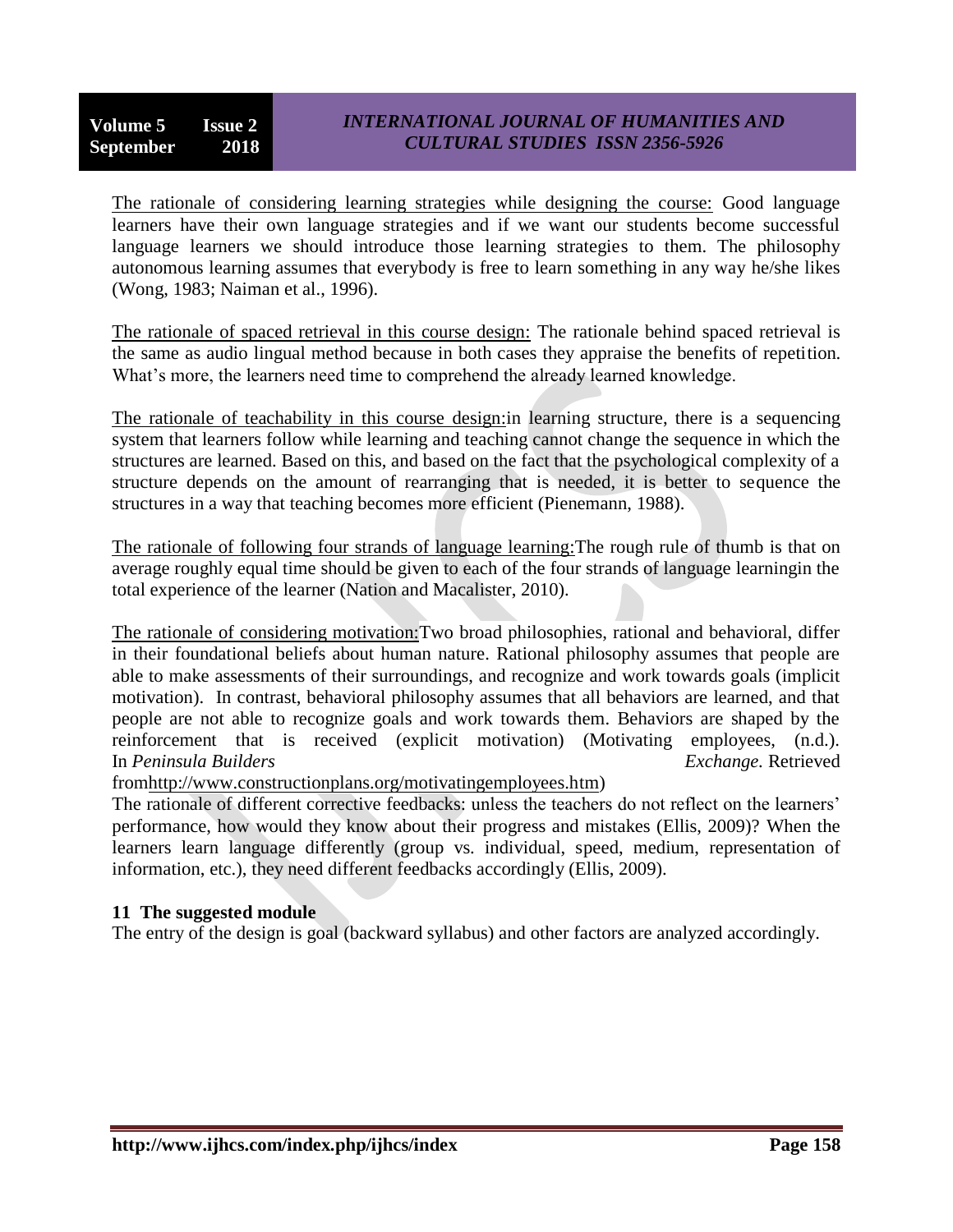The rationale of considering learning strategies while designing the course: Good language learners have their own language strategies and if we want our students become successful language learners we should introduce those learning strategies to them. The philosophy autonomous learning assumes that everybody is free to learn something in any way he/she likes (Wong, 1983; Naiman et al., 1996).

The rationale of spaced retrieval in this course design: The rationale behind spaced retrieval is the same as audio lingual method because in both cases they appraise the benefits of repetition. What's more, the learners need time to comprehend the already learned knowledge.

The rationale of teachability in this course design:in learning structure, there is a sequencing system that learners follow while learning and teaching cannot change the sequence in which the structures are learned. Based on this, and based on the fact that the psychological complexity of a structure depends on the amount of rearranging that is needed, it is better to sequence the structures in a way that teaching becomes more efficient (Pienemann, 1988).

The rationale of following four strands of language learning:The rough rule of thumb is that on average roughly equal time should be given to each of the four strands of language learningin the total experience of the learner (Nation and Macalister, 2010).

The rationale of considering motivation:Two broad philosophies, rational and behavioral, differ in their foundational beliefs about human nature. Rational philosophy assumes that people are able to make assessments of their surroundings, and recognize and work towards goals (implicit motivation). In contrast, behavioral philosophy assumes that all behaviors are learned, and that people are not able to recognize goals and work towards them. Behaviors are shaped by the reinforcement that is received (explicit motivation) (Motivating employees, (n.d.). In *Peninsula Builders Exchange.* Retrieved fromhttp://www.constructionplans.org/motivatingemployees.htm)

The rationale of different corrective feedbacks: unless the teachers do not reflect on the learners' performance, how would they know about their progress and mistakes (Ellis, 2009)? When the learners learn language differently (group vs. individual, speed, medium, representation of information, etc.), they need different feedbacks accordingly (Ellis, 2009).

## 11 The suggested module

The entry of the design is goal (backward syllabus) and other factors are analyzed accordingly.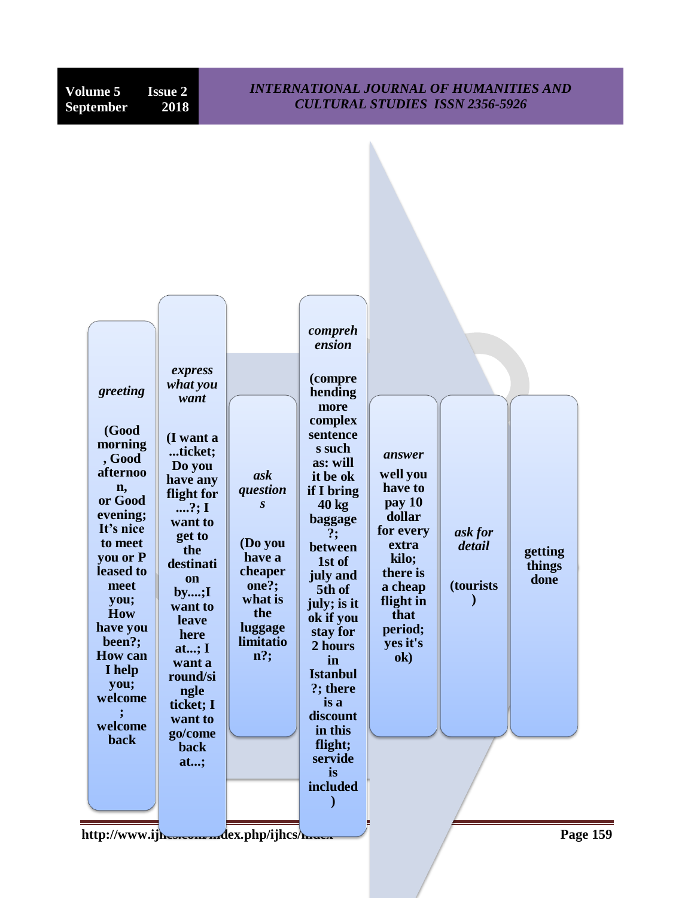*greeting*

**(Good morning, Good afternoon, or Good evening; It's nice to meet you or Pleased to meet you; How have you been?; How can I help you; welcome; welcome back**

*express what you want*

**(I want a ...ticket; Do you have any flight for ....?; I want to get to the destination by....;I want to leave here at...; I want a round/single ticket; I want to go/come back at...;**

*ask questions*

**(Do you have a cheaper one?; what is the luggage limitation?;**

*comprehension*

**(comprehending more complex sentences such as: will it be ok if I bring 40 kg baggage?; between 1st of july and 5th of july; is it ok if you stay for 2 hours in Istanbul?; there is a discount in this flight; servide is included)**

*answer*

**well you have to pay 10 dollar for every extra kilo; there is a cheap flight in that period; yes it's ok)**

*ask for detail*

**(tourists)**

**getting things done**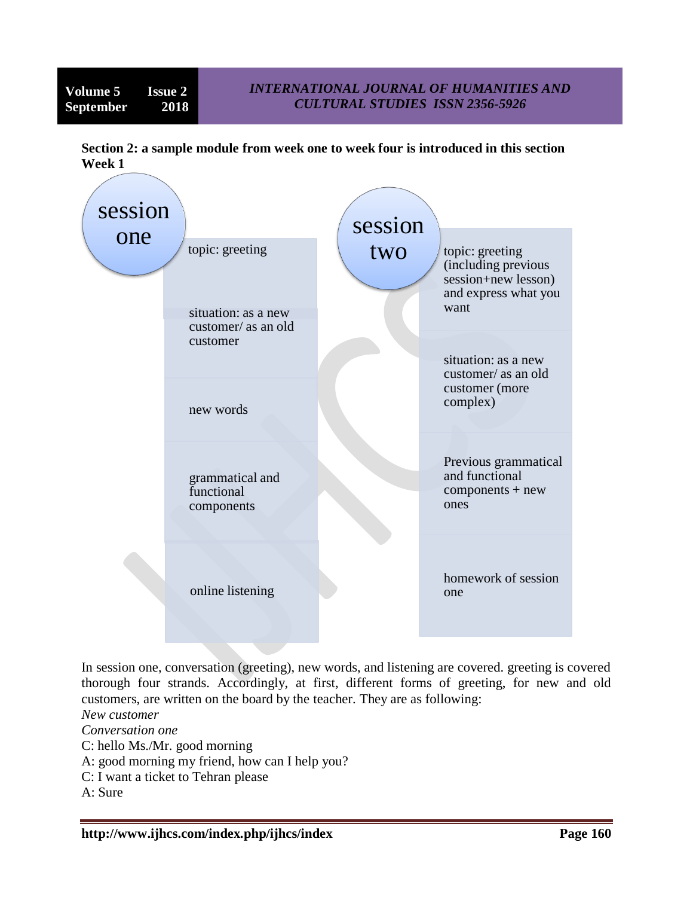**Section 2: a sample module from week one to week four is introduced in this section**
**Week 1**

| session one | session two |
| --- | --- |
| topic: greeting | topic: greeting (including previous session+new lesson) and express what you want |
| situation: as a new customer/ as an old customer | situation: as a new customer/ as an old customer (more complex) |
| new words | Previous grammatical and functional components + new ones |
| grammatical and functional components | homework of session one |
| online listening | |

In session one, conversation (greeting), new words, and listening are covered. greeting is covered thorough four strands. Accordingly, at first, different forms of greeting, for new and old customers, are written on the board by the teacher. They are as following:

*New customer*

*Conversation one*

C: hello Ms./Mr. good morning

A: good morning my friend, how can I help you?

C: I want a ticket to Tehran please

A: Sure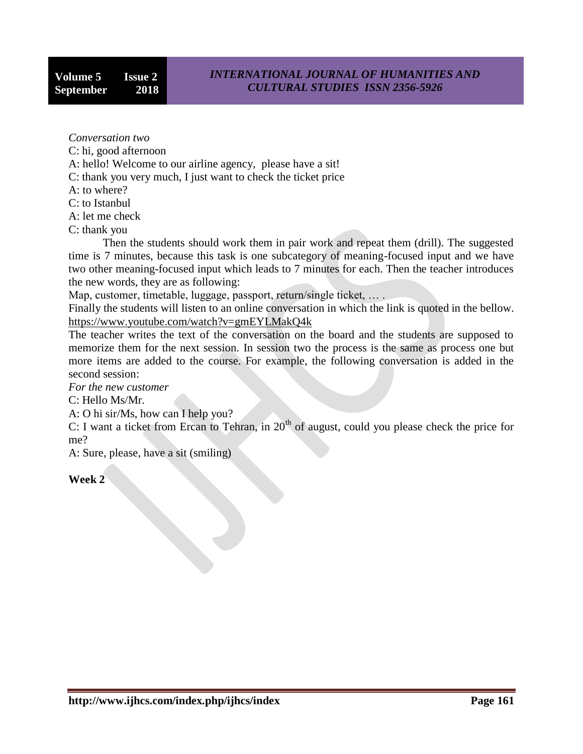*Conversation two*

C: hi, good afternoon

A: hello! Welcome to our airline agency, please have a sit!

C: thank you very much, I just want to check the ticket price

A: to where?

C: to Istanbul

A: let me check

C: thank you

Then the students should work them in pair work and repeat them (drill). The suggested time is 7 minutes, because this task is one subcategory of meaning-focused input and we have two other meaning-focused input which leads to 7 minutes for each. Then the teacher introduces the new words, they are as following:

Map, customer, timetable, luggage, passport, return/single ticket, … .

Finally the students will listen to an online conversation in which the link is quoted in the bellow. https://www.youtube.com/watch?v=gmEYLMakQ4k

The teacher writes the text of the conversation on the board and the students are supposed to memorize them for the next session. In session two the process is the same as process one but more items are added to the course. For example, the following conversation is added in the second session:

*For the new customer*

C: Hello Ms/Mr.

A: O hi sir/Ms, how can I help you?

C: I want a ticket from Ercan to Tehran, in 20th of august, could you please check the price for me?

A: Sure, please, have a sit (smiling)

**Week 2**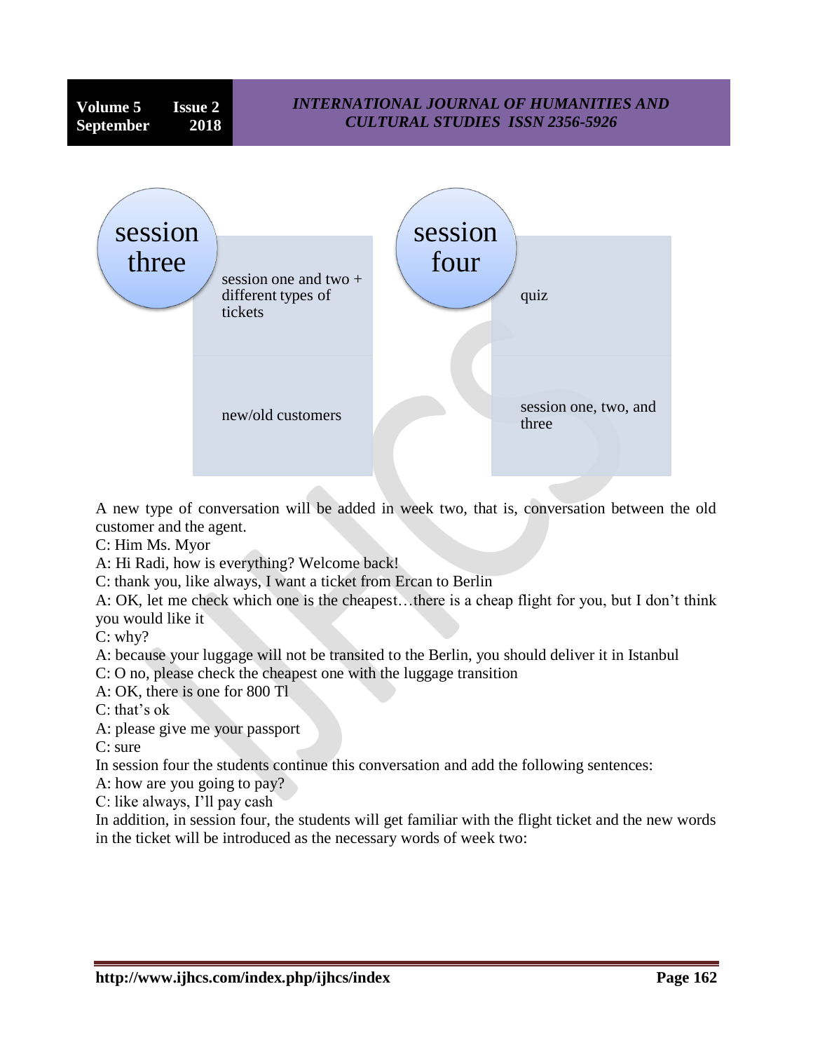| session three | |
| --- | --- |
| session one and two + different types of tickets | |
| new/old customers | |

| session four | |
| --- | --- |
| quiz | |
| session one, two, and three | |

A new type of conversation will be added in week two, that is, conversation between the old customer and the agent.

C: Him Ms. Myor

A: Hi Radi, how is everything? Welcome back!

C: thank you, like always, I want a ticket from Ercan to Berlin

A: OK, let me check which one is the cheapest…there is a cheap flight for you, but I don't think you would like it

C: why?

A: because your luggage will not be transited to the Berlin, you should deliver it in Istanbul

C: O no, please check the cheapest one with the luggage transition

A: OK, there is one for 800 Tl

C: that's ok

A: please give me your passport

C: sure

In session four the students continue this conversation and add the following sentences:

A: how are you going to pay?

C: like always, I'll pay cash

In addition, in session four, the students will get familiar with the flight ticket and the new words in the ticket will be introduced as the necessary words of week two: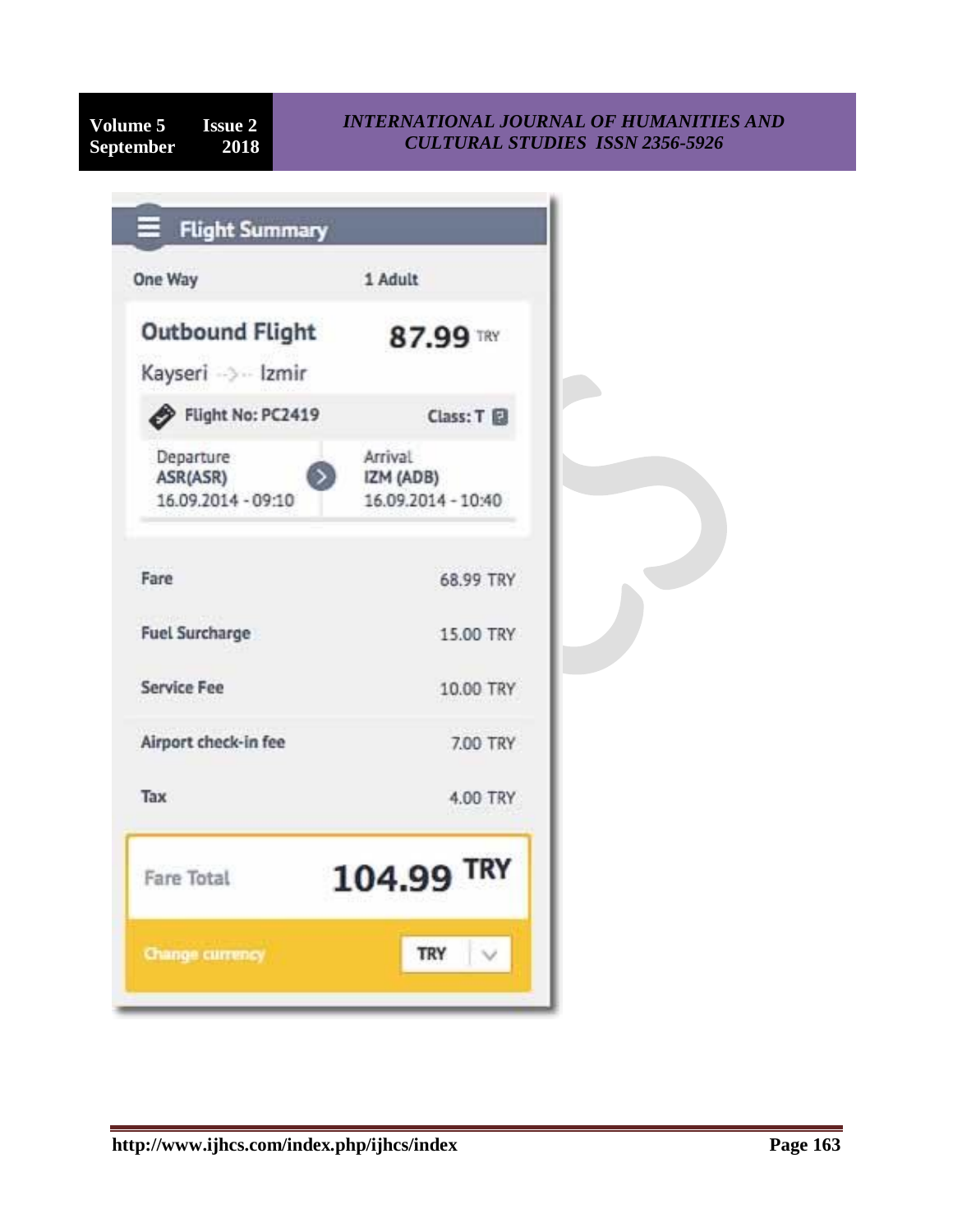**Flight Summary**

One Way | 1 Adult

**Outbound Flight** 87.99 TRY

Kayseri --> Izmir

Flight No: PC2419 | Class: T

| Departure | Arrival |
|---|---|
| ASR(ASR) | IZM (ADB) |
| 16.09.2014 - 09:10 | 16.09.2014 - 10:40 |

| | |
|---|---|
| Fare | 68.99 TRY |
| Fuel Surcharge | 15.00 TRY |
| Service Fee | 10.00 TRY |
| Airport check-in fee | 7.00 TRY |
| Tax | 4.00 TRY |

**Fare Total** 104.99 TRY

Change currency: TRY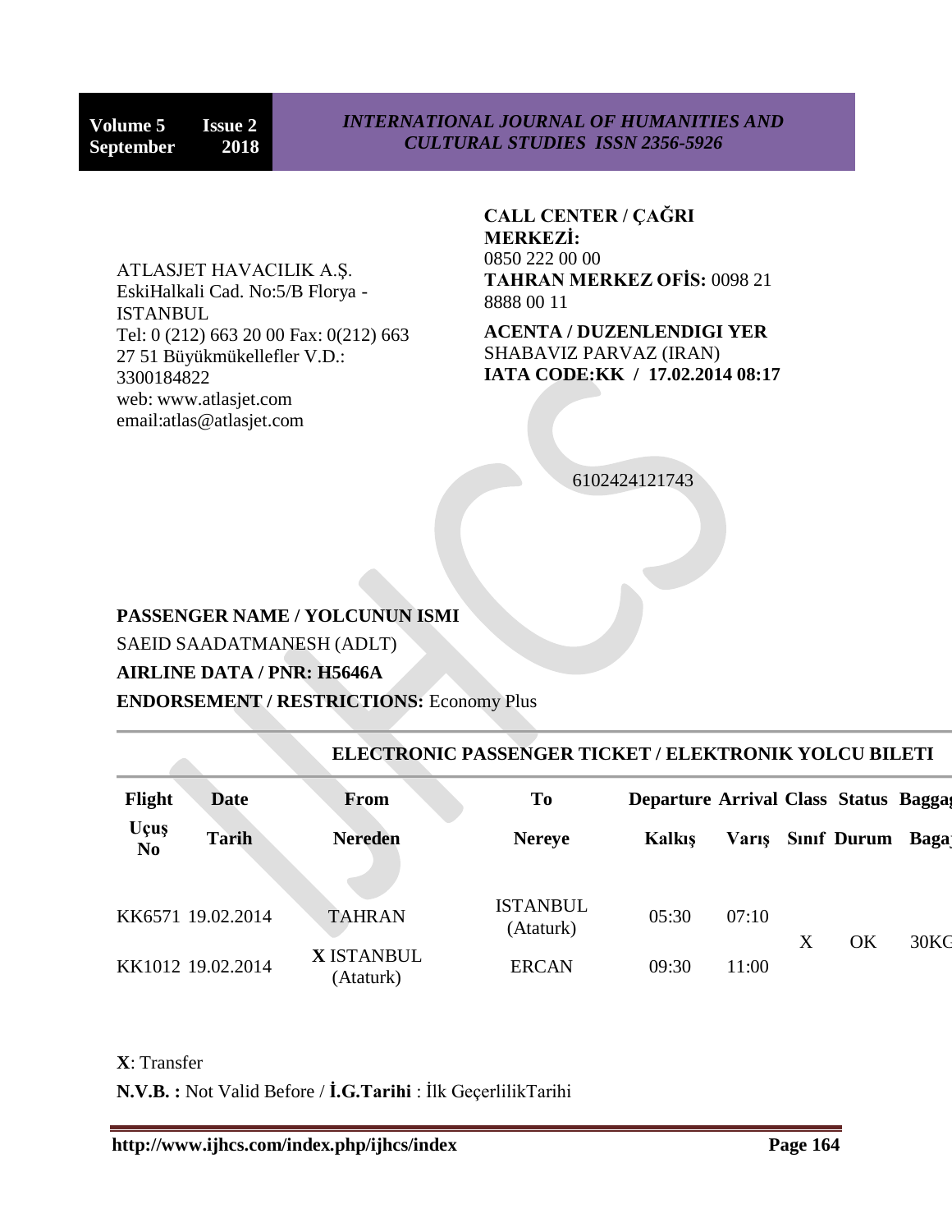ATLASJET HAVACILIK A.Ş.
EskiHalkali Cad. No:5/B Florya - ISTANBUL
Tel: 0 (212) 663 20 00 Fax: 0(212) 663 27 51 Büyükmükellefler V.D.: 3300184822
web: www.atlasjet.com
email:atlas@atlasjet.com

**CALL CENTER / ÇAĞRI MERKEZİ:**
0850 222 00 00
**TAHRAN MERKEZ OFİS:** 0098 21 8888 00 11

**ACENTA / DUZENLENDIGI YER**
SHABAVIZ PARVAZ (IRAN)
**IATA CODE:KK / 17.02.2014 08:17**

6102424121743

**PASSENGER NAME / YOLCUNUN ISMI**
SAEID SAADATMANESH (ADLT)
**AIRLINE DATA / PNR: H5646A**
**ENDORSEMENT / RESTRICTIONS:** Economy Plus

**ELECTRONIC PASSENGER TICKET / ELEKTRONIK YOLCU BILETI**

| Flight Uçuş No | Date Tarih | From Nereden | To Nereye | Departure Kalkış | Arrival Varış | Class Sınıf | Status Durum | Baggag Bagaj |
|---|---|---|---|---|---|---|---|---|
| KK6571 | 19.02.2014 | TAHRAN | ISTANBUL (Ataturk) | 05:30 | 07:10 | X | OK | 30KG |
| KK1012 | 19.02.2014 | **X** ISTANBUL (Ataturk) | ERCAN | 09:30 | 11:00 | | | |

**X**: Transfer

**N.V.B. :** Not Valid Before / **İ.G.Tarihi** : İlk GeçerlilikTarihi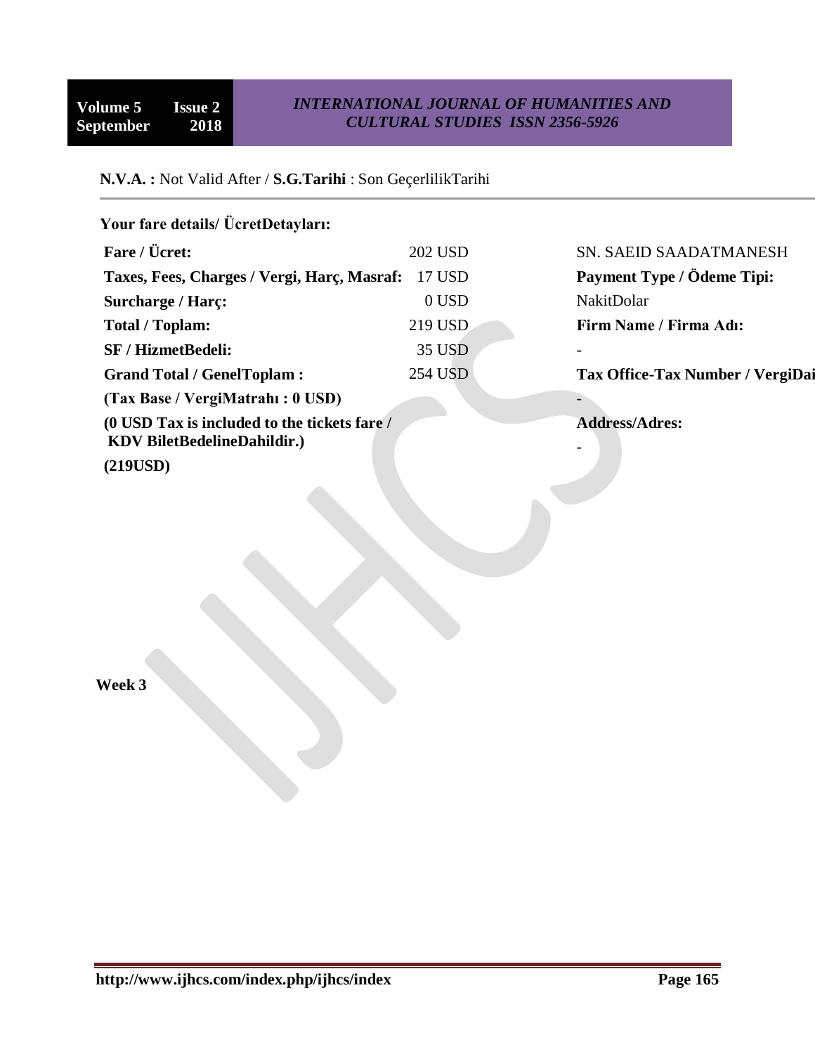**N.V.A. :** Not Valid After / **S.G.Tarihi** : Son GeçerlilikTarihi

**Your fare details/ ÜcretDetayları:**

| | | |
|---|---|---|
| **Fare / Ücret:** | 202 USD | SN. SAEID SAADATMANESH |
| **Taxes, Fees, Charges / Vergi, Harç, Masraf:** | 17 USD | **Payment Type / Ödeme Tipi:** |
| **Surcharge / Harç:** | 0 USD | NakitDolar |
| **Total / Toplam:** | 219 USD | **Firm Name / Firma Adı:** |
| **SF / HizmetBedeli:** | 35 USD | - |
| **Grand Total / GenelToplam :** | 254 USD | **Tax Office-Tax Number / VergiDai** |
| **(Tax Base / VergiMatrahı : 0 USD)** | | - |
| **(0 USD Tax is included to the tickets fare / KDV BiletBedelineDahildir.)** | | **Address/Adres:** |
| **(219USD)** | | - |

**Week 3**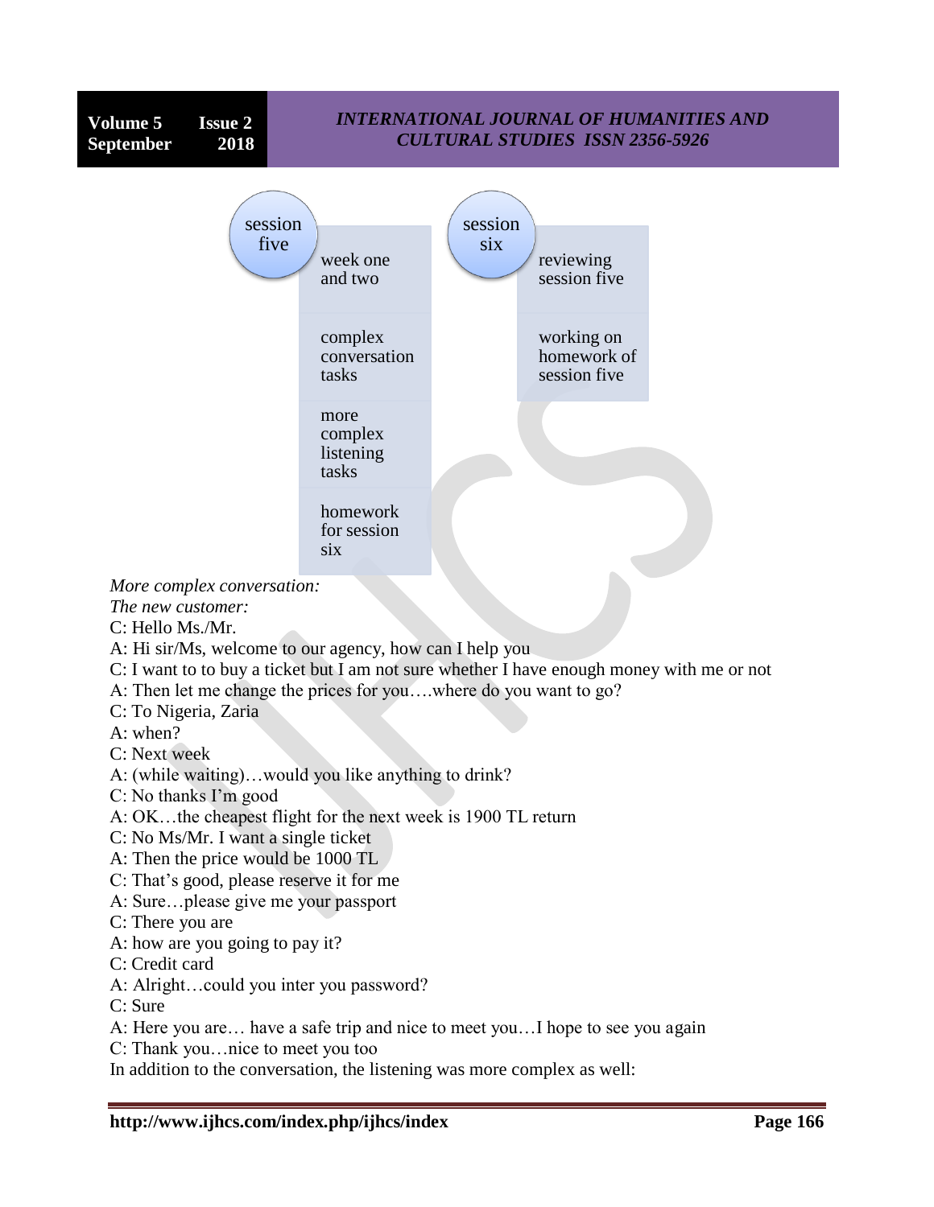| session five | session six |
| --- | --- |
| week one and two | reviewing session five |
| complex conversation tasks | working on homework of session five |
| more complex listening tasks | |
| homework for session six | |

*More complex conversation:*

*The new customer:*

C: Hello Ms./Mr.

A: Hi sir/Ms, welcome to our agency, how can I help you

C: I want to to buy a ticket but I am not sure whether I have enough money with me or not

A: Then let me change the prices for you….where do you want to go?

C: To Nigeria, Zaria

A: when?

C: Next week

A: (while waiting)…would you like anything to drink?

C: No thanks I'm good

A: OK…the cheapest flight for the next week is 1900 TL return

C: No Ms/Mr. I want a single ticket

A: Then the price would be 1000 TL

C: That's good, please reserve it for me

A: Sure…please give me your passport

C: There you are

A: how are you going to pay it?

C: Credit card

A: Alright…could you inter you password?

C: Sure

A: Here you are… have a safe trip and nice to meet you…I hope to see you again

C: Thank you…nice to meet you too

In addition to the conversation, the listening was more complex as well: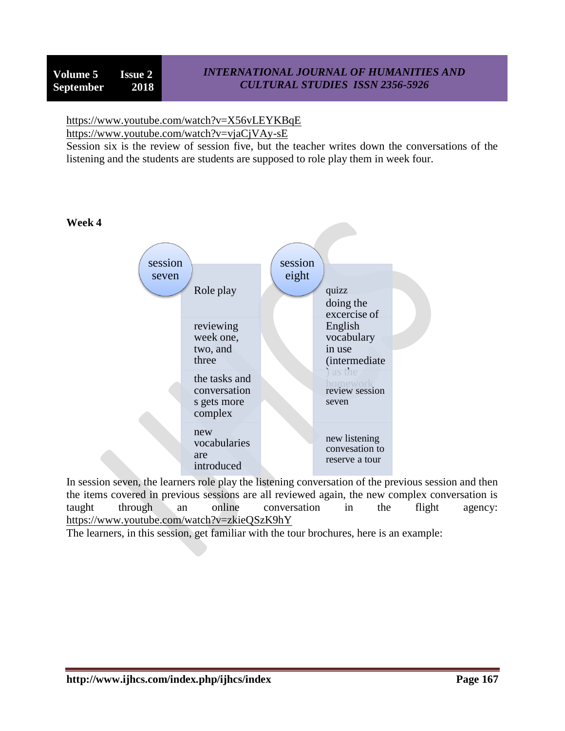https://www.youtube.com/watch?v=X56vLEYKBqE
https://www.youtube.com/watch?v=vjaCjVAy-sE

Session six is the review of session five, but the teacher writes down the conversations of the listening and the students are students are supposed to role play them in week four.

**Week 4**

| session seven | session eight |
|---|---|
| Role play | quizz doing the excercise of English vocabulary in use (intermediate) as the homework |
| reviewing week one, two, and three | review session seven |
| the tasks and conversations gets more complex | new listening convesation to reserve a tour |
| new vocabularies are introduced | |

In session seven, the learners role play the listening conversation of the previous session and then the items covered in previous sessions are all reviewed again, the new complex conversation is taught through an online conversation in the flight agency: https://www.youtube.com/watch?v=zkieQSzK9hY

The learners, in this session, get familiar with the tour brochures, here is an example: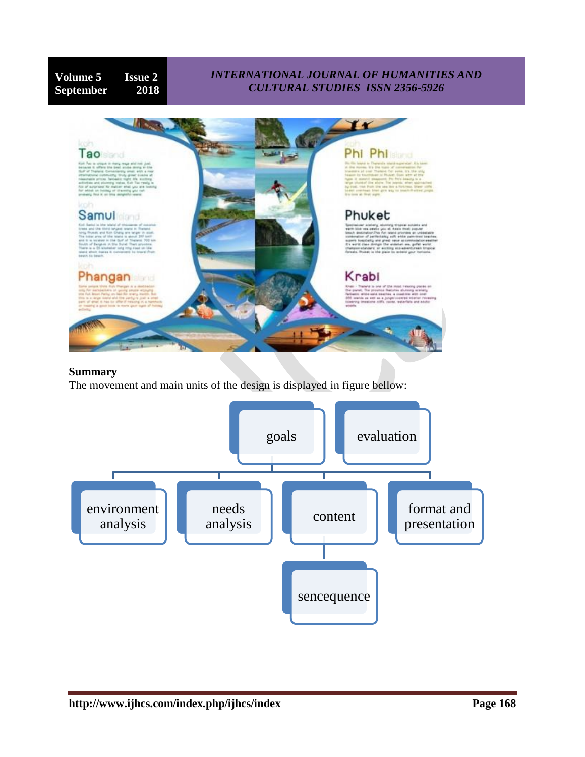**Summary**

The movement and main units of the design is displayed in figure bellow:

goals

evaluation

environment analysis

needs analysis

content

format and presentation

sencequence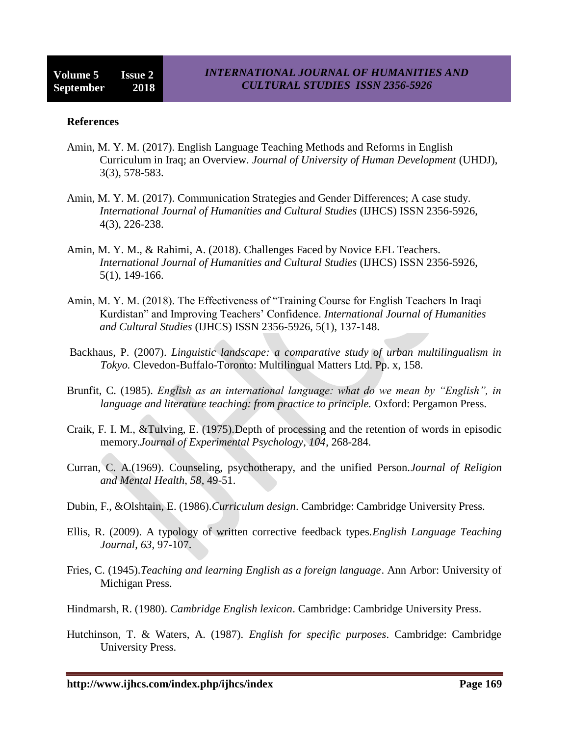**References**

Amin, M. Y. M. (2017). English Language Teaching Methods and Reforms in English Curriculum in Iraq; an Overview. *Journal of University of Human Development* (UHDJ), 3(3), 578-583.

Amin, M. Y. M. (2017). Communication Strategies and Gender Differences; A case study. *International Journal of Humanities and Cultural Studies* (IJHCS) ISSN 2356-5926, 4(3), 226-238.

Amin, M. Y. M., & Rahimi, A. (2018). Challenges Faced by Novice EFL Teachers. *International Journal of Humanities and Cultural Studies* (IJHCS) ISSN 2356-5926, 5(1), 149-166.

Amin, M. Y. M. (2018). The Effectiveness of "Training Course for English Teachers In Iraqi Kurdistan" and Improving Teachers' Confidence. *International Journal of Humanities and Cultural Studies* (IJHCS) ISSN 2356-5926, 5(1), 137-148.

Backhaus, P. (2007). *Linguistic landscape: a comparative study of urban multilingualism in Tokyo.* Clevedon-Buffalo-Toronto: Multilingual Matters Ltd. Pp. x, 158.

Brunfit, C. (1985). *English as an international language: what do we mean by "English", in language and literature teaching: from practice to principle.* Oxford: Pergamon Press.

Craik, F. I. M., &Tulving, E. (1975).Depth of processing and the retention of words in episodic memory.*Journal of Experimental Psychology*, *104*, 268-284.

Curran, C. A.(1969). Counseling, psychotherapy, and the unified Person.*Journal of Religion and Mental Health, 58*, 49-51.

Dubin, F., &Olshtain, E. (1986).*Curriculum design*. Cambridge: Cambridge University Press.

Ellis, R. (2009). A typology of written corrective feedback types.*English Language Teaching Journal*, *63*, 97-107.

Fries, C. (1945).*Teaching and learning English as a foreign language*. Ann Arbor: University of Michigan Press.

Hindmarsh, R. (1980). *Cambridge English lexicon*. Cambridge: Cambridge University Press.

Hutchinson, T. & Waters, A. (1987). *English for specific purposes*. Cambridge: Cambridge University Press.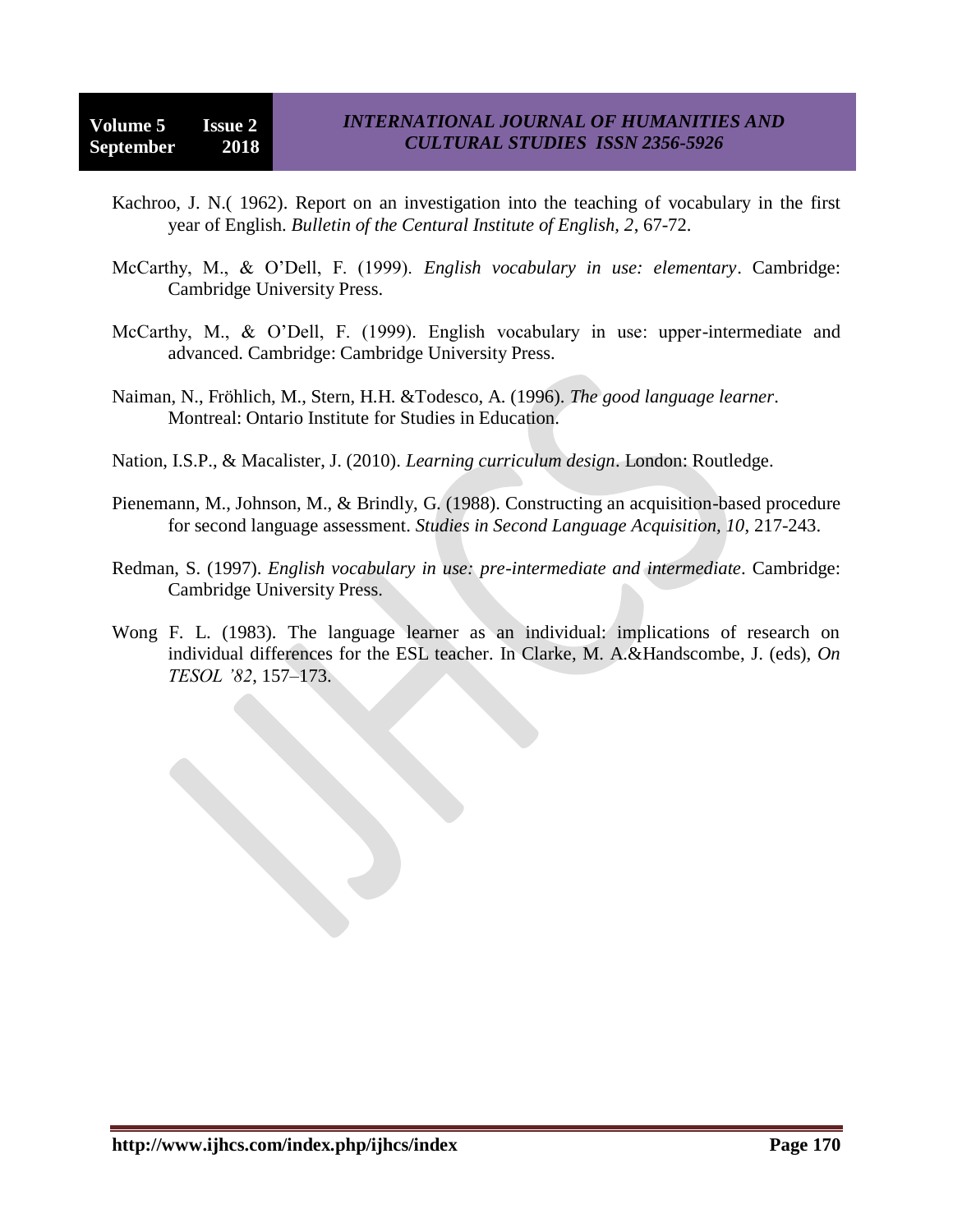Kachroo, J. N.( 1962). Report on an investigation into the teaching of vocabulary in the first year of English. *Bulletin of the Centural Institute of English, 2*, 67-72.

McCarthy, M., & O'Dell, F. (1999). *English vocabulary in use: elementary*. Cambridge: Cambridge University Press.

McCarthy, M., & O'Dell, F. (1999). English vocabulary in use: upper-intermediate and advanced. Cambridge: Cambridge University Press.

Naiman, N., Fröhlich, M., Stern, H.H. &Todesco, A. (1996). *The good language learner*. Montreal: Ontario Institute for Studies in Education.

Nation, I.S.P., & Macalister, J. (2010). *Learning curriculum design*. London: Routledge.

Pienemann, M., Johnson, M., & Brindly, G. (1988). Constructing an acquisition-based procedure for second language assessment. *Studies in Second Language Acquisition, 10*, 217-243.

Redman, S. (1997). *English vocabulary in use: pre-intermediate and intermediate*. Cambridge: Cambridge University Press.

Wong F. L. (1983). The language learner as an individual: implications of research on individual differences for the ESL teacher. In Clarke, M. A.&Handscombe, J. (eds), *On TESOL '82*, 157–173.